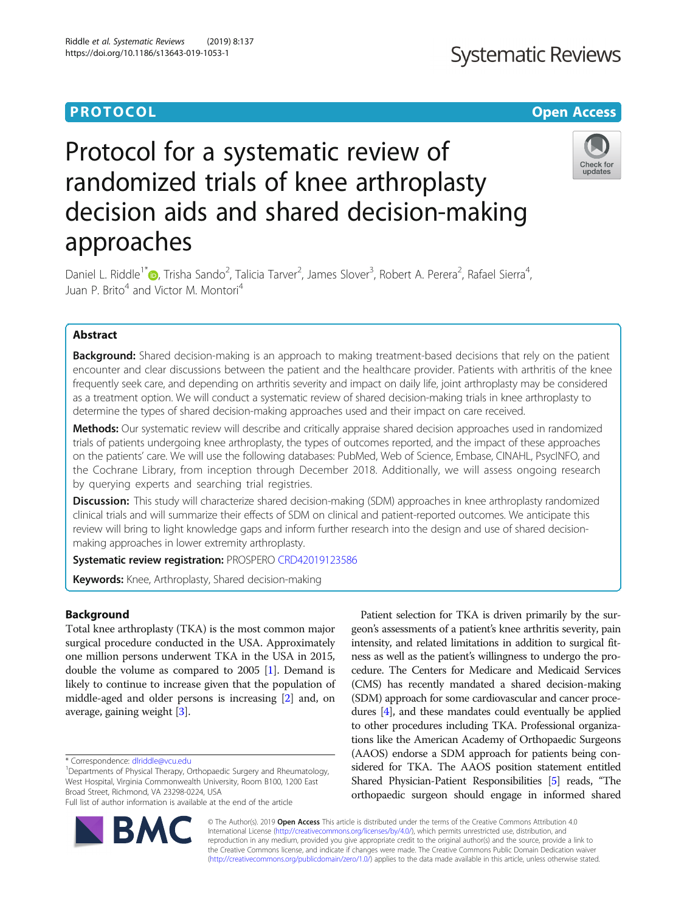PROTOCOL

Open Access

# Protocol for a systematic review of randomized trials of knee arthroplasty decision aids and shared decision-making approaches

Daniel L. Riddle[1*], Trisha Sando[2], Talicia Tarver[2], James Slover[3], Robert A. Perera[2], Rafael Sierra[4], Juan P. Brito[4] and Victor M. Montori[4]

## Abstract

**Background:** Shared decision-making is an approach to making treatment-based decisions that rely on the patient encounter and clear discussions between the patient and the healthcare provider. Patients with arthritis of the knee frequently seek care, and depending on arthritis severity and impact on daily life, joint arthroplasty may be considered as a treatment option. We will conduct a systematic review of shared decision-making trials in knee arthroplasty to determine the types of shared decision-making approaches used and their impact on care received.

**Methods:** Our systematic review will describe and critically appraise shared decision approaches used in randomized trials of patients undergoing knee arthroplasty, the types of outcomes reported, and the impact of these approaches on the patients' care. We will use the following databases: PubMed, Web of Science, Embase, CINAHL, PsycINFO, and the Cochrane Library, from inception through December 2018. Additionally, we will assess ongoing research by querying experts and searching trial registries.

**Discussion:** This study will characterize shared decision-making (SDM) approaches in knee arthroplasty randomized clinical trials and will summarize their effects of SDM on clinical and patient-reported outcomes. We anticipate this review will bring to light knowledge gaps and inform further research into the design and use of shared decision-making approaches in lower extremity arthroplasty.

**Systematic review registration:** PROSPERO CRD42019123586

**Keywords:** Knee, Arthroplasty, Shared decision-making

## Background

Total knee arthroplasty (TKA) is the most common major surgical procedure conducted in the USA. Approximately one million persons underwent TKA in the USA in 2015, double the volume as compared to 2005 [1]. Demand is likely to continue to increase given that the population of middle-aged and older persons is increasing [2] and, on average, gaining weight [3].

Patient selection for TKA is driven primarily by the surgeon's assessments of a patient's knee arthritis severity, pain intensity, and related limitations in addition to surgical fitness as well as the patient's willingness to undergo the procedure. The Centers for Medicare and Medicaid Services (CMS) has recently mandated a shared decision-making (SDM) approach for some cardiovascular and cancer procedures [4], and these mandates could eventually be applied to other procedures including TKA. Professional organizations like the American Academy of Orthopaedic Surgeons (AAOS) endorse a SDM approach for patients being considered for TKA. The AAOS position statement entitled Shared Physician-Patient Responsibilities [5] reads, "The orthopaedic surgeon should engage in informed shared

\* Correspondence: dlriddle@vcu.edu

[1]Departments of Physical Therapy, Orthopaedic Surgery and Rheumatology, West Hospital, Virginia Commonwealth University, Room B100, 1200 East Broad Street, Richmond, VA 23298-0224, USA

Full list of author information is available at the end of the article

© The Author(s). 2019 **Open Access** This article is distributed under the terms of the Creative Commons Attribution 4.0 International License (http://creativecommons.org/licenses/by/4.0/), which permits unrestricted use, distribution, and reproduction in any medium, provided you give appropriate credit to the original author(s) and the source, provide a link to the Creative Commons license, and indicate if changes were made. The Creative Commons Public Domain Dedication waiver (http://creativecommons.org/publicdomain/zero/1.0/) applies to the data made available in this article, unless otherwise stated.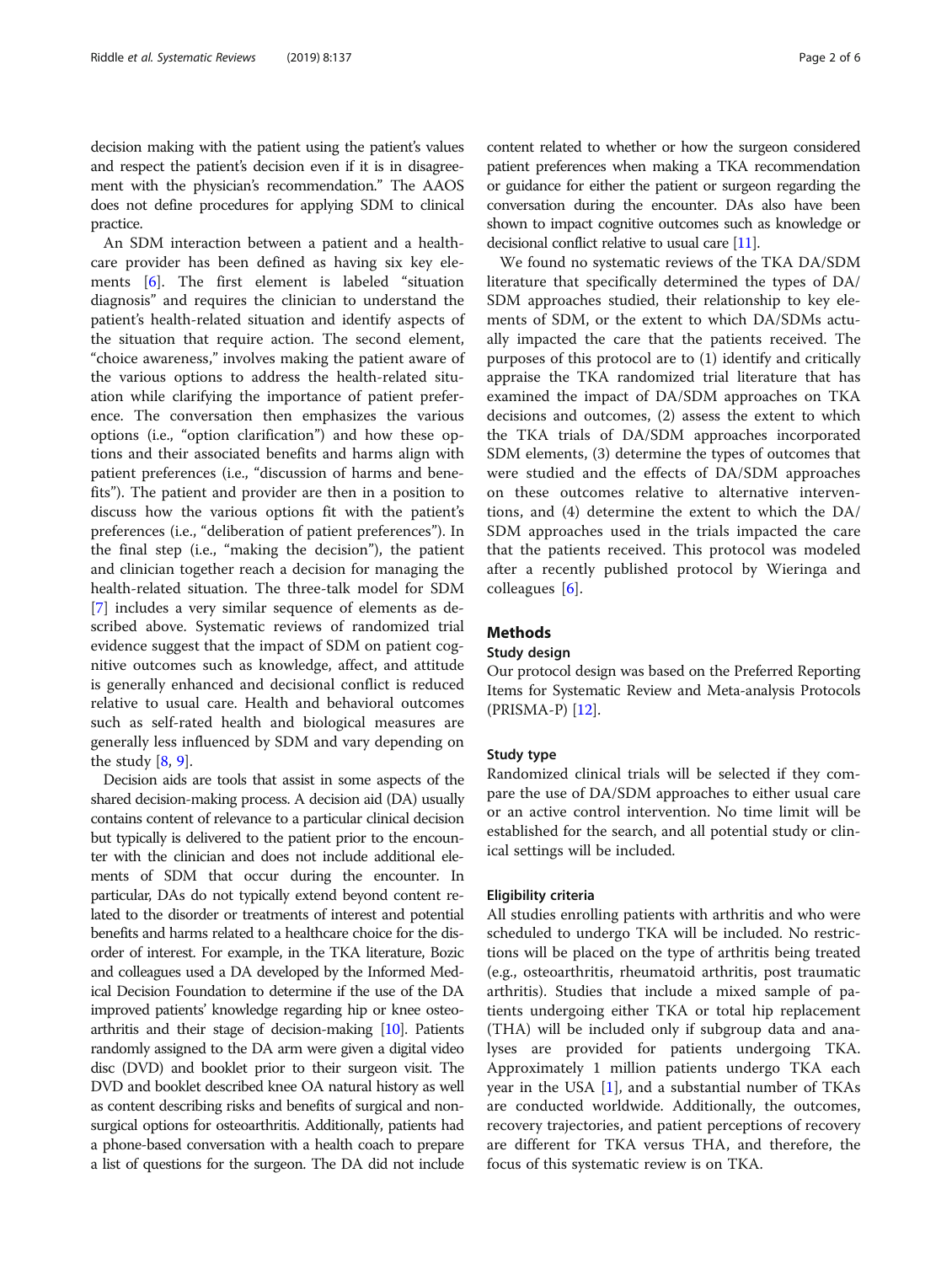decision making with the patient using the patient's values and respect the patient's decision even if it is in disagreement with the physician's recommendation." The AAOS does not define procedures for applying SDM to clinical practice.

An SDM interaction between a patient and a healthcare provider has been defined as having six key elements [6]. The first element is labeled "situation diagnosis" and requires the clinician to understand the patient's health-related situation and identify aspects of the situation that require action. The second element, "choice awareness," involves making the patient aware of the various options to address the health-related situation while clarifying the importance of patient preference. The conversation then emphasizes the various options (i.e., "option clarification") and how these options and their associated benefits and harms align with patient preferences (i.e., "discussion of harms and benefits"). The patient and provider are then in a position to discuss how the various options fit with the patient's preferences (i.e., "deliberation of patient preferences"). In the final step (i.e., "making the decision"), the patient and clinician together reach a decision for managing the health-related situation. The three-talk model for SDM [7] includes a very similar sequence of elements as described above. Systematic reviews of randomized trial evidence suggest that the impact of SDM on patient cognitive outcomes such as knowledge, affect, and attitude is generally enhanced and decisional conflict is reduced relative to usual care. Health and behavioral outcomes such as self-rated health and biological measures are generally less influenced by SDM and vary depending on the study [8, 9].

Decision aids are tools that assist in some aspects of the shared decision-making process. A decision aid (DA) usually contains content of relevance to a particular clinical decision but typically is delivered to the patient prior to the encounter with the clinician and does not include additional elements of SDM that occur during the encounter. In particular, DAs do not typically extend beyond content related to the disorder or treatments of interest and potential benefits and harms related to a healthcare choice for the disorder of interest. For example, in the TKA literature, Bozic and colleagues used a DA developed by the Informed Medical Decision Foundation to determine if the use of the DA improved patients' knowledge regarding hip or knee osteoarthritis and their stage of decision-making [10]. Patients randomly assigned to the DA arm were given a digital video disc (DVD) and booklet prior to their surgeon visit. The DVD and booklet described knee OA natural history as well as content describing risks and benefits of surgical and nonsurgical options for osteoarthritis. Additionally, patients had a phone-based conversation with a health coach to prepare a list of questions for the surgeon. The DA did not include content related to whether or how the surgeon considered patient preferences when making a TKA recommendation or guidance for either the patient or surgeon regarding the conversation during the encounter. DAs also have been shown to impact cognitive outcomes such as knowledge or decisional conflict relative to usual care [11].

We found no systematic reviews of the TKA DA/SDM literature that specifically determined the types of DA/SDM approaches studied, their relationship to key elements of SDM, or the extent to which DA/SDMs actually impacted the care that the patients received. The purposes of this protocol are to (1) identify and critically appraise the TKA randomized trial literature that has examined the impact of DA/SDM approaches on TKA decisions and outcomes, (2) assess the extent to which the TKA trials of DA/SDM approaches incorporated SDM elements, (3) determine the types of outcomes that were studied and the effects of DA/SDM approaches on these outcomes relative to alternative interventions, and (4) determine the extent to which the DA/SDM approaches used in the trials impacted the care that the patients received. This protocol was modeled after a recently published protocol by Wieringa and colleagues [6].

## Methods

### Study design

Our protocol design was based on the Preferred Reporting Items for Systematic Review and Meta-analysis Protocols (PRISMA-P) [12].

### Study type

Randomized clinical trials will be selected if they compare the use of DA/SDM approaches to either usual care or an active control intervention. No time limit will be established for the search, and all potential study or clinical settings will be included.

### Eligibility criteria

All studies enrolling patients with arthritis and who were scheduled to undergo TKA will be included. No restrictions will be placed on the type of arthritis being treated (e.g., osteoarthritis, rheumatoid arthritis, post traumatic arthritis). Studies that include a mixed sample of patients undergoing either TKA or total hip replacement (THA) will be included only if subgroup data and analyses are provided for patients undergoing TKA. Approximately 1 million patients undergo TKA each year in the USA [1], and a substantial number of TKAs are conducted worldwide. Additionally, the outcomes, recovery trajectories, and patient perceptions of recovery are different for TKA versus THA, and therefore, the focus of this systematic review is on TKA.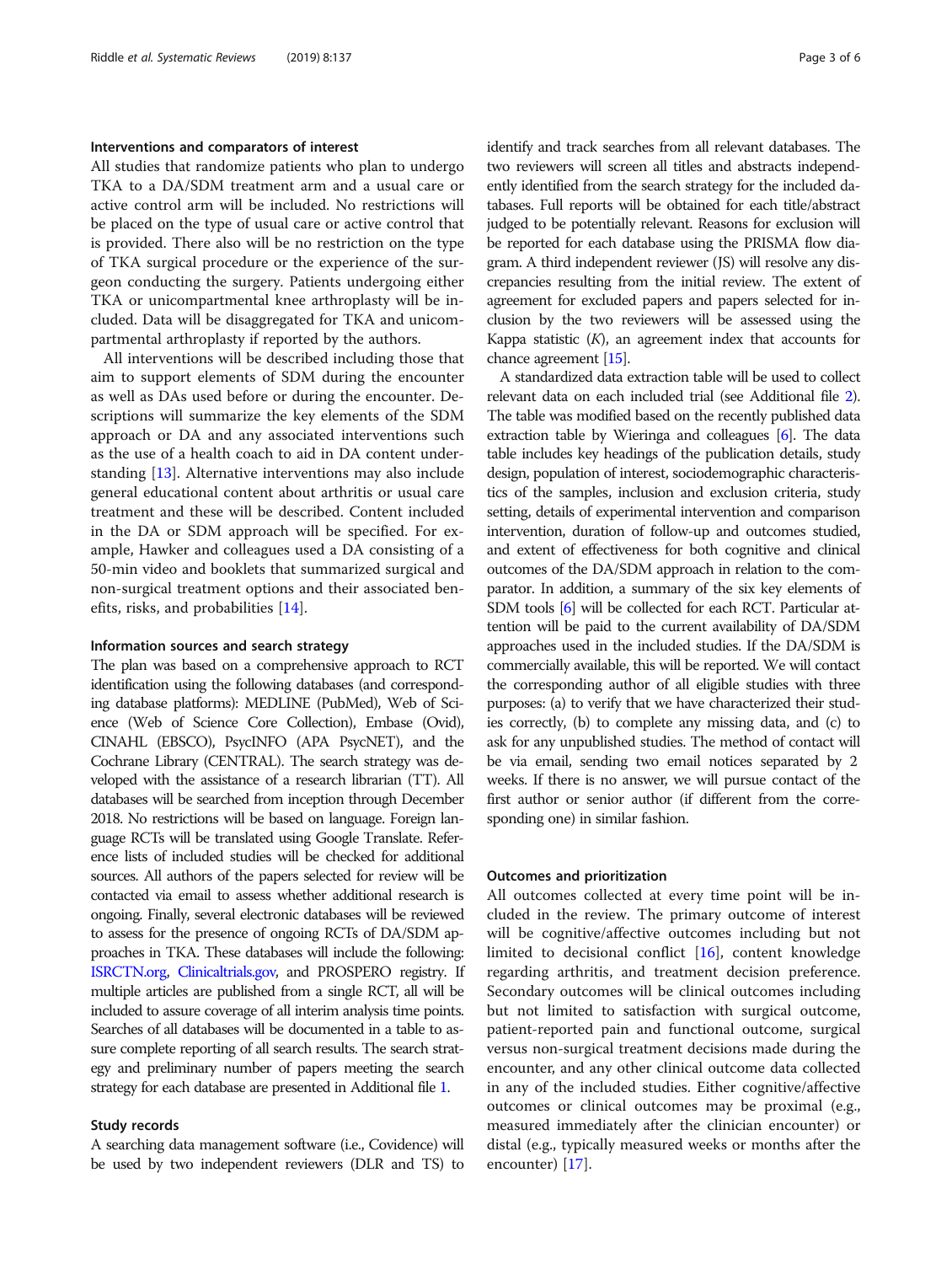### Interventions and comparators of interest

All studies that randomize patients who plan to undergo TKA to a DA/SDM treatment arm and a usual care or active control arm will be included. No restrictions will be placed on the type of usual care or active control that is provided. There also will be no restriction on the type of TKA surgical procedure or the experience of the surgeon conducting the surgery. Patients undergoing either TKA or unicompartmental knee arthroplasty will be included. Data will be disaggregated for TKA and unicompartmental arthroplasty if reported by the authors.

All interventions will be described including those that aim to support elements of SDM during the encounter as well as DAs used before or during the encounter. Descriptions will summarize the key elements of the SDM approach or DA and any associated interventions such as the use of a health coach to aid in DA content understanding [13]. Alternative interventions may also include general educational content about arthritis or usual care treatment and these will be described. Content included in the DA or SDM approach will be specified. For example, Hawker and colleagues used a DA consisting of a 50-min video and booklets that summarized surgical and non-surgical treatment options and their associated benefits, risks, and probabilities [14].

### Information sources and search strategy

The plan was based on a comprehensive approach to RCT identification using the following databases (and corresponding database platforms): MEDLINE (PubMed), Web of Science (Web of Science Core Collection), Embase (Ovid), CINAHL (EBSCO), PsycINFO (APA PsycNET), and the Cochrane Library (CENTRAL). The search strategy was developed with the assistance of a research librarian (TT). All databases will be searched from inception through December 2018. No restrictions will be based on language. Foreign language RCTs will be translated using Google Translate. Reference lists of included studies will be checked for additional sources. All authors of the papers selected for review will be contacted via email to assess whether additional research is ongoing. Finally, several electronic databases will be reviewed to assess for the presence of ongoing RCTs of DA/SDM approaches in TKA. These databases will include the following: ISRCTN.org, Clinicaltrials.gov, and PROSPERO registry. If multiple articles are published from a single RCT, all will be included to assure coverage of all interim analysis time points. Searches of all databases will be documented in a table to assure complete reporting of all search results. The search strategy and preliminary number of papers meeting the search strategy for each database are presented in Additional file 1.

### Study records

A searching data management software (i.e., Covidence) will be used by two independent reviewers (DLR and TS) to identify and track searches from all relevant databases. The two reviewers will screen all titles and abstracts independently identified from the search strategy for the included databases. Full reports will be obtained for each title/abstract judged to be potentially relevant. Reasons for exclusion will be reported for each database using the PRISMA flow diagram. A third independent reviewer (JS) will resolve any discrepancies resulting from the initial review. The extent of agreement for excluded papers and papers selected for inclusion by the two reviewers will be assessed using the Kappa statistic ($K$), an agreement index that accounts for chance agreement [15].

A standardized data extraction table will be used to collect relevant data on each included trial (see Additional file 2). The table was modified based on the recently published data extraction table by Wieringa and colleagues [6]. The data table includes key headings of the publication details, study design, population of interest, sociodemographic characteristics of the samples, inclusion and exclusion criteria, study setting, details of experimental intervention and comparison intervention, duration of follow-up and outcomes studied, and extent of effectiveness for both cognitive and clinical outcomes of the DA/SDM approach in relation to the comparator. In addition, a summary of the six key elements of SDM tools [6] will be collected for each RCT. Particular attention will be paid to the current availability of DA/SDM approaches used in the included studies. If the DA/SDM is commercially available, this will be reported. We will contact the corresponding author of all eligible studies with three purposes: (a) to verify that we have characterized their studies correctly, (b) to complete any missing data, and (c) to ask for any unpublished studies. The method of contact will be via email, sending two email notices separated by 2 weeks. If there is no answer, we will pursue contact of the first author or senior author (if different from the corresponding one) in similar fashion.

### Outcomes and prioritization

All outcomes collected at every time point will be included in the review. The primary outcome of interest will be cognitive/affective outcomes including but not limited to decisional conflict [16], content knowledge regarding arthritis, and treatment decision preference. Secondary outcomes will be clinical outcomes including but not limited to satisfaction with surgical outcome, patient-reported pain and functional outcome, surgical versus non-surgical treatment decisions made during the encounter, and any other clinical outcome data collected in any of the included studies. Either cognitive/affective outcomes or clinical outcomes may be proximal (e.g., measured immediately after the clinician encounter) or distal (e.g., typically measured weeks or months after the encounter) [17].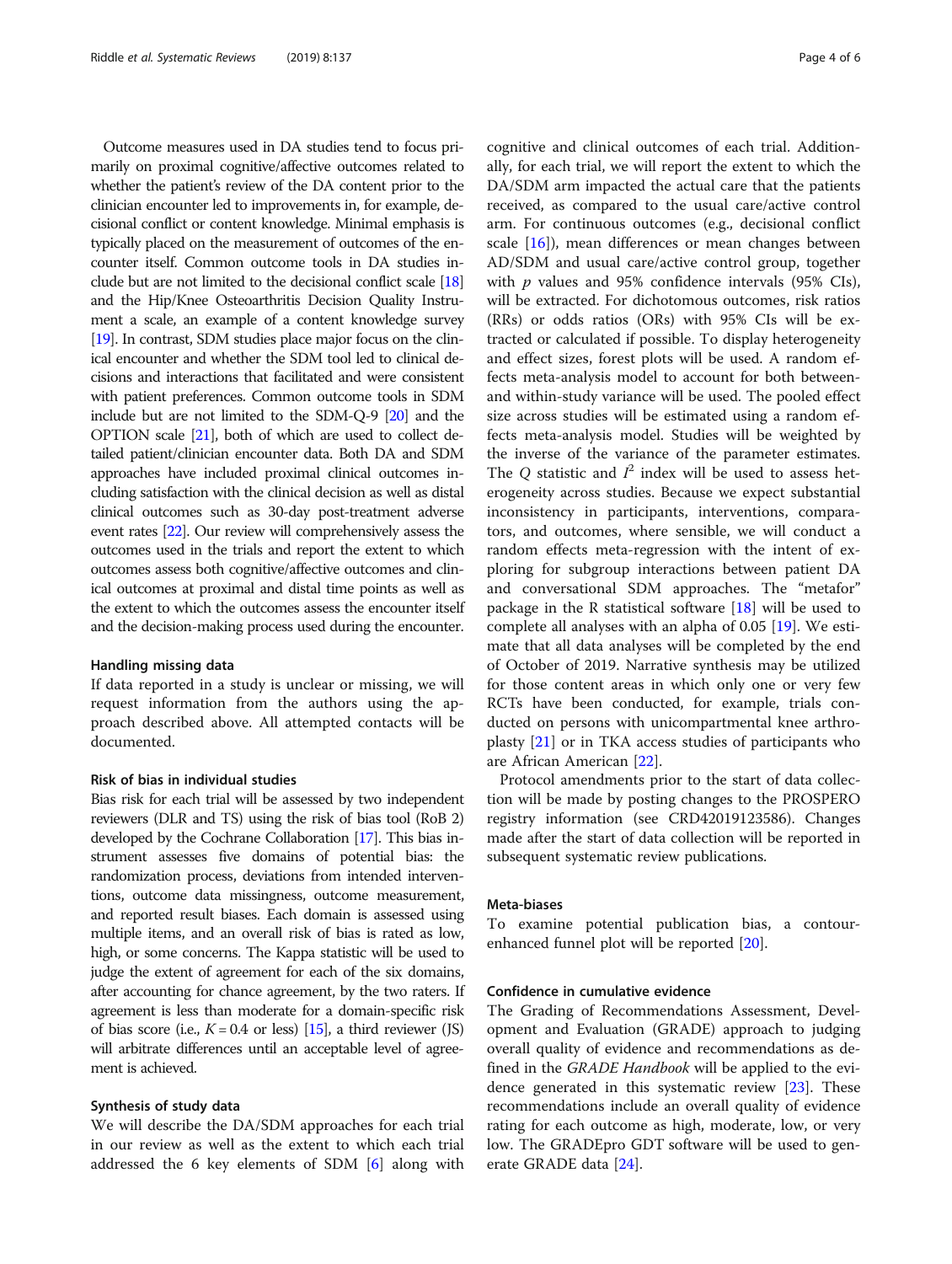Outcome measures used in DA studies tend to focus primarily on proximal cognitive/affective outcomes related to whether the patient's review of the DA content prior to the clinician encounter led to improvements in, for example, decisional conflict or content knowledge. Minimal emphasis is typically placed on the measurement of outcomes of the encounter itself. Common outcome tools in DA studies include but are not limited to the decisional conflict scale [18] and the Hip/Knee Osteoarthritis Decision Quality Instrument a scale, an example of a content knowledge survey [19]. In contrast, SDM studies place major focus on the clinical encounter and whether the SDM tool led to clinical decisions and interactions that facilitated and were consistent with patient preferences. Common outcome tools in SDM include but are not limited to the SDM-Q-9 [20] and the OPTION scale [21], both of which are used to collect detailed patient/clinician encounter data. Both DA and SDM approaches have included proximal clinical outcomes including satisfaction with the clinical decision as well as distal clinical outcomes such as 30-day post-treatment adverse event rates [22]. Our review will comprehensively assess the outcomes used in the trials and report the extent to which outcomes assess both cognitive/affective outcomes and clinical outcomes at proximal and distal time points as well as the extent to which the outcomes assess the encounter itself and the decision-making process used during the encounter.

### Handling missing data

If data reported in a study is unclear or missing, we will request information from the authors using the approach described above. All attempted contacts will be documented.

### Risk of bias in individual studies

Bias risk for each trial will be assessed by two independent reviewers (DLR and TS) using the risk of bias tool (RoB 2) developed by the Cochrane Collaboration [17]. This bias instrument assesses five domains of potential bias: the randomization process, deviations from intended interventions, outcome data missingness, outcome measurement, and reported result biases. Each domain is assessed using multiple items, and an overall risk of bias is rated as low, high, or some concerns. The Kappa statistic will be used to judge the extent of agreement for each of the six domains, after accounting for chance agreement, by the two raters. If agreement is less than moderate for a domain-specific risk of bias score (i.e., $K = 0.4$ or less) [15], a third reviewer (JS) will arbitrate differences until an acceptable level of agreement is achieved.

### Synthesis of study data

We will describe the DA/SDM approaches for each trial in our review as well as the extent to which each trial addressed the 6 key elements of SDM [6] along with cognitive and clinical outcomes of each trial. Additionally, for each trial, we will report the extent to which the DA/SDM arm impacted the actual care that the patients received, as compared to the usual care/active control arm. For continuous outcomes (e.g., decisional conflict scale [16]), mean differences or mean changes between AD/SDM and usual care/active control group, together with $p$ values and 95% confidence intervals (95% CIs), will be extracted. For dichotomous outcomes, risk ratios (RRs) or odds ratios (ORs) with 95% CIs will be extracted or calculated if possible. To display heterogeneity and effect sizes, forest plots will be used. A random effects meta-analysis model to account for both between- and within-study variance will be used. The pooled effect size across studies will be estimated using a random effects meta-analysis model. Studies will be weighted by the inverse of the variance of the parameter estimates. The $Q$ statistic and $I^2$ index will be used to assess heterogeneity across studies. Because we expect substantial inconsistency in participants, interventions, comparators, and outcomes, where sensible, we will conduct a random effects meta-regression with the intent of exploring for subgroup interactions between patient DA and conversational SDM approaches. The "metafor" package in the R statistical software [18] will be used to complete all analyses with an alpha of 0.05 [19]. We estimate that all data analyses will be completed by the end of October of 2019. Narrative synthesis may be utilized for those content areas in which only one or very few RCTs have been conducted, for example, trials conducted on persons with unicompartmental knee arthroplasty [21] or in TKA access studies of participants who are African American [22].

Protocol amendments prior to the start of data collection will be made by posting changes to the PROSPERO registry information (see CRD42019123586). Changes made after the start of data collection will be reported in subsequent systematic review publications.

### Meta-biases

To examine potential publication bias, a contour-enhanced funnel plot will be reported [20].

### Confidence in cumulative evidence

The Grading of Recommendations Assessment, Development and Evaluation (GRADE) approach to judging overall quality of evidence and recommendations as defined in the *GRADE Handbook* will be applied to the evidence generated in this systematic review [23]. These recommendations include an overall quality of evidence rating for each outcome as high, moderate, low, or very low. The GRADEpro GDT software will be used to generate GRADE data [24].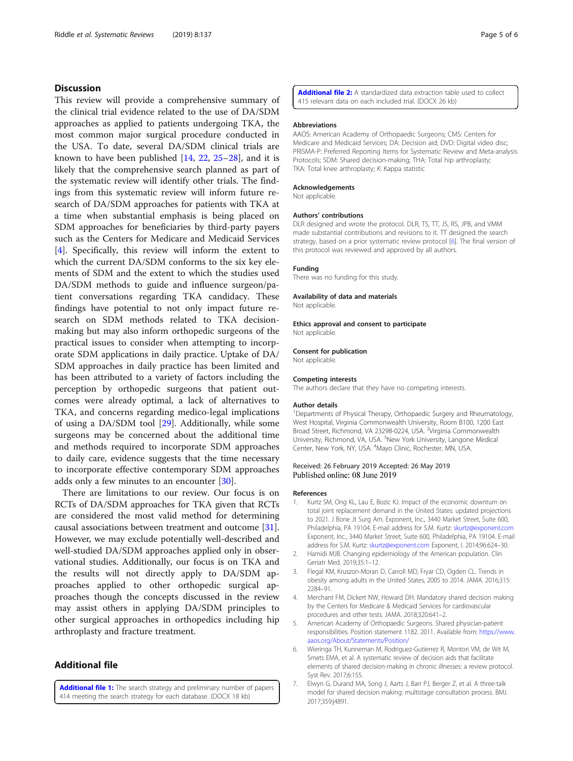## Discussion

This review will provide a comprehensive summary of the clinical trial evidence related to the use of DA/SDM approaches as applied to patients undergoing TKA, the most common major surgical procedure conducted in the USA. To date, several DA/SDM clinical trials are known to have been published [14, 22, 25–28], and it is likely that the comprehensive search planned as part of the systematic review will identify other trials. The findings from this systematic review will inform future research of DA/SDM approaches for patients with TKA at a time when substantial emphasis is being placed on SDM approaches for beneficiaries by third-party payers such as the Centers for Medicare and Medicaid Services [4]. Specifically, this review will inform the extent to which the current DA/SDM conforms to the six key elements of SDM and the extent to which the studies used DA/SDM methods to guide and influence surgeon/patient conversations regarding TKA candidacy. These findings have potential to not only impact future research on SDM methods related to TKA decision-making but may also inform orthopedic surgeons of the practical issues to consider when attempting to incorporate SDM applications in daily practice. Uptake of DA/SDM approaches in daily practice has been limited and has been attributed to a variety of factors including the perception by orthopedic surgeons that patient outcomes were already optimal, a lack of alternatives to TKA, and concerns regarding medico-legal implications of using a DA/SDM tool [29]. Additionally, while some surgeons may be concerned about the additional time and methods required to incorporate SDM approaches to daily care, evidence suggests that the time necessary to incorporate effective contemporary SDM approaches adds only a few minutes to an encounter [30].

There are limitations to our review. Our focus is on RCTs of DA/SDM approaches for TKA given that RCTs are considered the most valid method for determining causal associations between treatment and outcome [31]. However, we may exclude potentially well-described and well-studied DA/SDM approaches applied only in observational studies. Additionally, our focus is on TKA and the results will not directly apply to DA/SDM approaches applied to other orthopedic surgical approaches though the concepts discussed in the review may assist others in applying DA/SDM principles to other surgical approaches in orthopedics including hip arthroplasty and fracture treatment.

## Additional file

**Additional file 1:** The search strategy and preliminary number of papers 414 meeting the search strategy for each database. (DOCX 18 kb)

**Additional file 2:** A standardized data extraction table used to collect 415 relevant data on each included trial. (DOCX 26 kb)

### Abbreviations

AAOS: American Academy of Orthopaedic Surgeons; CMS: Centers for Medicare and Medicaid Services; DA: Decision aid; DVD: Digital video disc; PRISMA-P: Preferred Reporting Items for Systematic Review and Meta-analysis Protocols; SDM: Shared decision-making; THA: Total hip arthroplasty; TKA: Total knee arthroplasty; *K*: Kappa statistic

### Acknowledgements

Not applicable.

### Authors' contributions

DLR designed and wrote the protocol. DLR, TS, TT, JS, RS, JPB, and VMM made substantial contributions and revisions to it. TT designed the search strategy, based on a prior systematic review protocol [6]. The final version of this protocol was reviewed and approved by all authors.

### Funding

There was no funding for this study.

### Availability of data and materials

Not applicable.

### Ethics approval and consent to participate

Not applicable.

### Consent for publication

Not applicable.

### Competing interests

The authors declare that they have no competing interests.

### Author details

[1]Departments of Physical Therapy, Orthopaedic Surgery and Rheumatology, West Hospital, Virginia Commonwealth University, Room B100, 1200 East Broad Street, Richmond, VA 23298-0224, USA. [2]Virginia Commonwealth University, Richmond, VA, USA. [3]New York University, Langone Medical Center, New York, NY, USA. [4]Mayo Clinic, Rochester, MN, USA.

Received: 26 February 2019 Accepted: 26 May 2019
Published online: 08 June 2019

### References

1. Kurtz SM, Ong KL, Lau E, Bozic KJ. Impact of the economic downturn on total joint replacement demand in the United States: updated projections to 2021. J Bone Jt Surg Am. Exponent, Inc., 3440 Market Street, Suite 600, Philadelphia, PA 19104. E-mail address for S.M. Kurtz: skurtz@exponent.com Exponent, Inc., 3440 Market Street, Suite 600, Philadelphia, PA 19104. E-mail address for S.M. Kurtz: skurtz@exponent.com Exponent, I. 2014;96:624–30.
2. Hamidi MJB. Changing epidemiology of the American population. Clin Geriatr Med. 2019;35:1–12.
3. Flegal KM, Kruszon-Moran D, Carroll MD, Fryar CD, Ogden CL. Trends in obesity among adults in the United States, 2005 to 2014. JAMA. 2016;315:2284–91.
4. Merchant FM, Dickert NW, Howard DH. Mandatory shared decision making by the Centers for Medicare & Medicaid Services for cardiovascular procedures and other tests. JAMA. 2018;320:641–2.
5. American Academy of Orthopaedic Surgeons. Shared physician-patient responsibilities. Position statement 1182. 2011. Available from: https://www.aaos.org/About/Statements/Position/
6. Wieringa TH, Kunneman M, Rodriguez-Gutierrez R, Montori VM, de Wit M, Smets EMA, et al. A systematic review of decision aids that facilitate elements of shared decision-making in chronic illnesses: a review protocol. Syst Rev. 2017;6:155.
7. Elwyn G, Durand MA, Song J, Aarts J, Barr PJ, Berger Z, et al. A three-talk model for shared decision making: multistage consultation process. BMJ. 2017;359:j4891.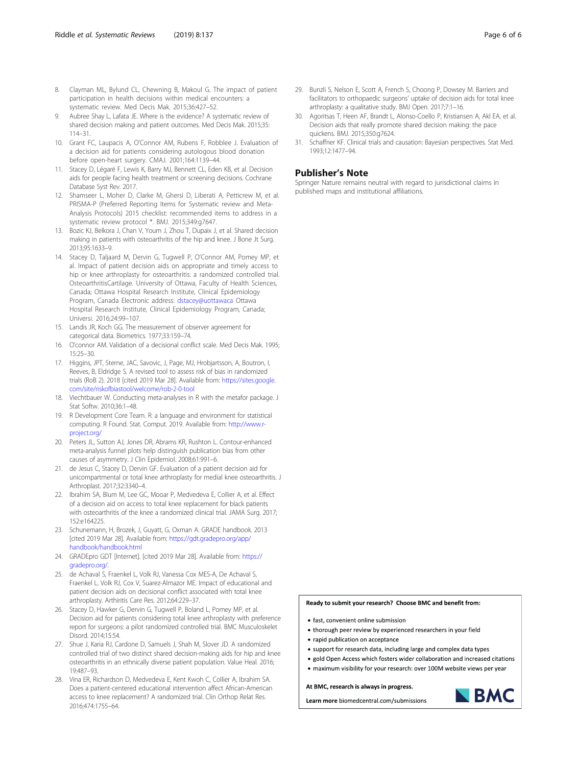8. Clayman ML, Bylund CL, Chewning B, Makoul G. The impact of patient participation in health decisions within medical encounters: a systematic review. Med Decis Mak. 2015;36:427–52.
9. Aubree Shay L, Lafata JE. Where is the evidence? A systematic review of shared decision making and patient outcomes. Med Decis Mak. 2015;35:114–31.
10. Grant FC, Laupacis A, O'Connor AM, Rubens F, Robblee J. Evaluation of a decision aid for patients considering autologous blood donation before open-heart surgery. CMAJ. 2001;164:1139–44.
11. Stacey D, Légaré F, Lewis K, Barry MJ, Bennett CL, Eden KB, et al. Decision aids for people facing health treatment or screening decisions. Cochrane Database Syst Rev. 2017.
12. Shamseer L, Moher D, Clarke M, Ghersi D, Liberati A, Petticrew M, et al. PRISMA-P (Preferred Reporting Items for Systematic review and Meta-Analysis Protocols) 2015 checklist: recommended items to address in a systematic review protocol *. BMJ. 2015;349:g7647.
13. Bozic KJ, Belkora J, Chan V, Youm J, Zhou T, Dupaix J, et al. Shared decision making in patients with osteoarthritis of the hip and knee. J Bone Jt Surg. 2013;95:1633–9.
14. Stacey D, Taljaard M, Dervin G, Tugwell P, O'Connor AM, Pomey MP, et al. Impact of patient decision aids on appropriate and timely access to hip or knee arthroplasty for osteoarthritis: a randomized controlled trial. OsteoarthritisCartilage. University of Ottawa, Faculty of Health Sciences, Canada; Ottawa Hospital Research Institute, Clinical Epidemiology Program, Canada Electronic address: dstacey@uottawaca Ottawa Hospital Research Institute, Clinical Epidemiology Program, Canada; Universi. 2016;24:99–107.
15. Landis JR, Koch GG. The measurement of observer agreement for categorical data. Biometrics. 1977;33:159–74.
16. O'connor AM. Validation of a decisional conflict scale. Med Decis Mak. 1995;15:25–30.
17. Higgins, JPT, Sterne, JAC, Savovic, J, Page, MJ, Hrobjartsson, A, Boutron, I, Reeves, B, Eldridge S. A revised tool to assess risk of bias in randomized trials (RoB 2). 2018 [cited 2019 Mar 28]. Available from: https://sites.google.com/site/riskofbiastool/welcome/rob-2-0-tool
18. Viechtbauer W. Conducting meta-analyses in R with the metafor package. J Stat Softw. 2010;36:1–48.
19. R Development Core Team. R: a language and environment for statistical computing. R Found. Stat. Comput. 2019. Available from: http://www.r-project.org/
20. Peters JL, Sutton AJ, Jones DR, Abrams KR, Rushton L. Contour-enhanced meta-analysis funnel plots help distinguish publication bias from other causes of asymmetry. J Clin Epidemiol. 2008;61:991–6.
21. de Jesus C, Stacey D, Dervin GF. Evaluation of a patient decision aid for unicompartmental or total knee arthroplasty for medial knee osteoarthritis. J Arthroplast. 2017;32:3340–4.
22. Ibrahim SA, Blum M, Lee GC, Mooar P, Medvedeva E, Collier A, et al. Effect of a decision aid on access to total knee replacement for black patients with osteoarthritis of the knee a randomized clinical trial. JAMA Surg. 2017;152:e164225.
23. Schunemann, H, Brozek, J, Guyatt, G, Oxman A. GRADE handbook. 2013 [cited 2019 Mar 28]. Available from: https://gdt.gradepro.org/app/handbook/handbook.html
24. GRADEpro GDT [Internet]. [cited 2019 Mar 28]. Available from: https://gradepro.org/.
25. de Achaval S, Fraenkel L, Volk RJ, Vanessa Cox MES-A, De Achaval S, Fraenkel L, Volk RJ, Cox V, Suarez-Almazor ME. Impact of educational and patient decision aids on decisional conflict associated with total knee arthroplasty. Arthiritis Care Res. 2012;64:229–37.
26. Stacey D, Hawker G, Dervin G, Tugwell P, Boland L, Pomey MP, et al. Decision aid for patients considering total knee arthroplasty with preference report for surgeons: a pilot randomized controlled trial. BMC Musculoskelet Disord. 2014;15:54.
27. Shue J, Karia RJ, Cardone D, Samuels J, Shah M, Slover JD. A randomized controlled trial of two distinct shared decision-making aids for hip and knee osteoarthritis in an ethnically diverse patient population. Value Heal. 2016;19:487–93.
28. Vina ER, Richardson D, Medvedeva E, Kent Kwoh C, Collier A, Ibrahim SA. Does a patient-centered educational intervention affect African-American access to knee replacement? A randomized trial. Clin Orthop Relat Res. 2016;474:1755–64.
29. Bunzli S, Nelson E, Scott A, French S, Choong P, Dowsey M. Barriers and facilitators to orthopaedic surgeons' uptake of decision aids for total knee arthroplasty: a qualitative study. BMJ Open. 2017;7:1–16.
30. Agoritsas T, Heen AF, Brandt L, Alonso-Coello P, Kristiansen A, Akl EA, et al. Decision aids that really promote shared decision making: the pace quickens. BMJ. 2015;350:g7624.
31. Schaffner KF. Clinical trials and causation: Bayesian perspectives. Stat Med. 1993;12:1477–94.

## Publisher's Note

Springer Nature remains neutral with regard to jurisdictional claims in published maps and institutional affiliations.

**Ready to submit your research? Choose BMC and benefit from:**

- fast, convenient online submission
- thorough peer review by experienced researchers in your field
- rapid publication on acceptance
- support for research data, including large and complex data types
- gold Open Access which fosters wider collaboration and increased citations
- maximum visibility for your research: over 100M website views per year

**At BMC, research is always in progress.**

**Learn more** biomedcentral.com/submissions